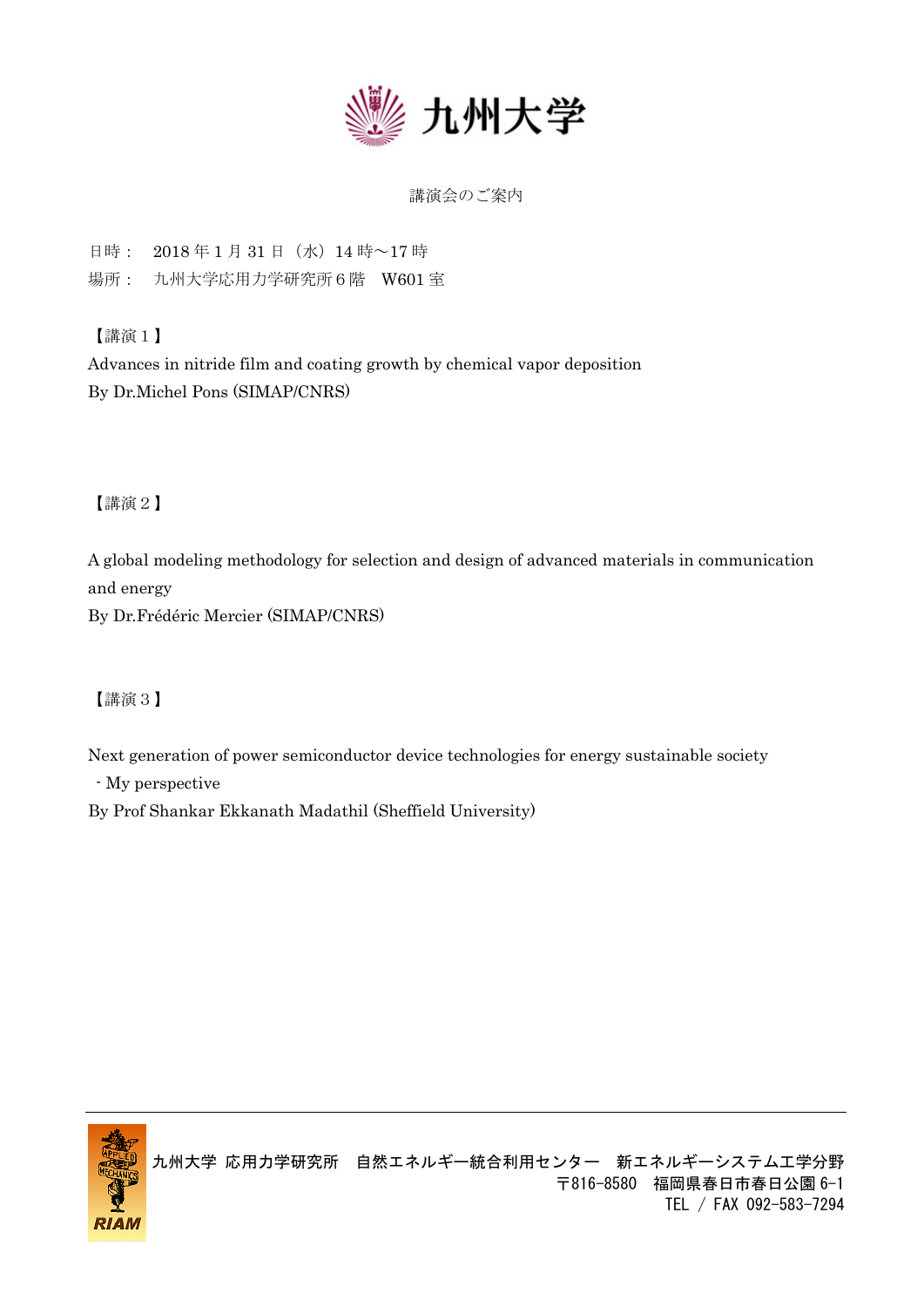九州大学

講演会のご案内

日時：　2018 年 1 月 31 日（水）14 時～17 時
場所：　九州大学応用力学研究所 6 階　W601 室

【講演 1】
Advances in nitride film and coating growth by chemical vapor deposition
By Dr.Michel Pons (SIMAP/CNRS)

【講演 2】

A global modeling methodology for selection and design of advanced materials in communication and energy
By Dr.Frédéric Mercier (SIMAP/CNRS)

【講演 3】

Next generation of power semiconductor device technologies for energy sustainable society
 - My perspective
By Prof Shankar Ekkanath Madathil (Sheffield University)

---

九州大学 応用力学研究所　自然エネルギー統合利用センター　新エネルギーシステム工学分野
〒816-8580　福岡県春日市春日公園 6-1
TEL / FAX 092-583-7294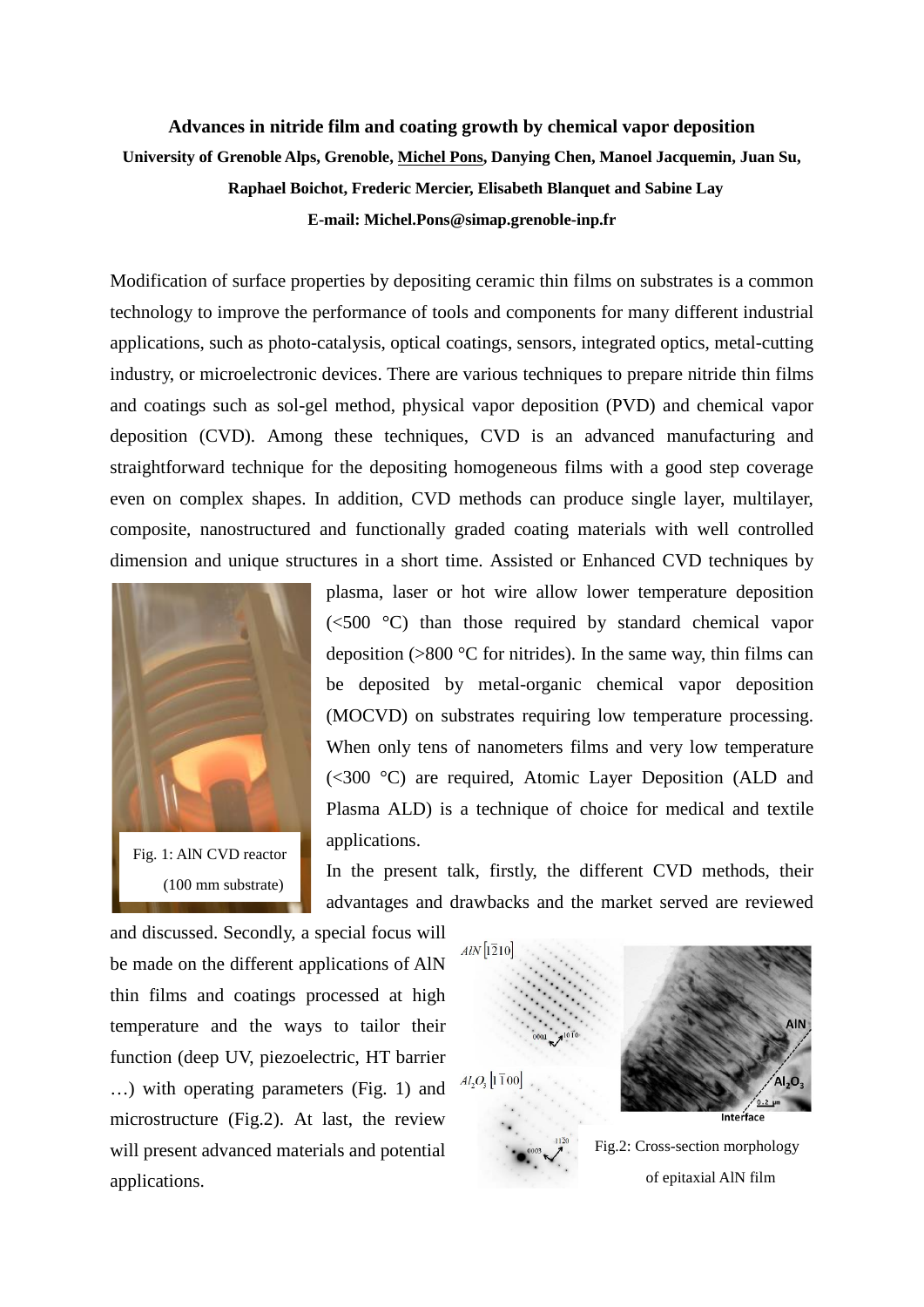**Advances in nitride film and coating growth by chemical vapor deposition**

**University of Grenoble Alps, Grenoble, Michel Pons, Danying Chen, Manoel Jacquemin, Juan Su, Raphael Boichot, Frederic Mercier, Elisabeth Blanquet and Sabine Lay**

**E-mail: Michel.Pons@simap.grenoble-inp.fr**

Modification of surface properties by depositing ceramic thin films on substrates is a common technology to improve the performance of tools and components for many different industrial applications, such as photo-catalysis, optical coatings, sensors, integrated optics, metal-cutting industry, or microelectronic devices. There are various techniques to prepare nitride thin films and coatings such as sol-gel method, physical vapor deposition (PVD) and chemical vapor deposition (CVD). Among these techniques, CVD is an advanced manufacturing and straightforward technique for the depositing homogeneous films with a good step coverage even on complex shapes. In addition, CVD methods can produce single layer, multilayer, composite, nanostructured and functionally graded coating materials with well controlled dimension and unique structures in a short time. Assisted or Enhanced CVD techniques by plasma, laser or hot wire allow lower temperature deposition (<500 °C) than those required by standard chemical vapor deposition (>800 °C for nitrides). In the same way, thin films can be deposited by metal-organic chemical vapor deposition (MOCVD) on substrates requiring low temperature processing. When only tens of nanometers films and very low temperature (<300 °C) are required, Atomic Layer Deposition (ALD and Plasma ALD) is a technique of choice for medical and textile applications.

Fig. 1: AlN CVD reactor (100 mm substrate)

In the present talk, firstly, the different CVD methods, their advantages and drawbacks and the market served are reviewed and discussed. Secondly, a special focus will be made on the different applications of AlN thin films and coatings processed at high temperature and the ways to tailor their function (deep UV, piezoelectric, HT barrier …) with operating parameters (Fig. 1) and microstructure (Fig.2). At last, the review will present advanced materials and potential applications.

Fig.2: Cross-section morphology of epitaxial AlN film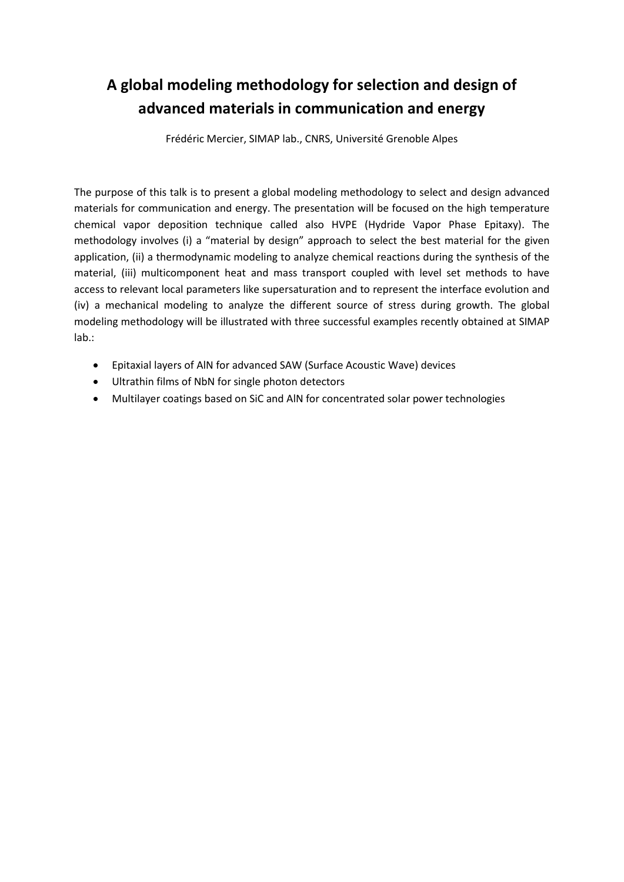# A global modeling methodology for selection and design of advanced materials in communication and energy

Frédéric Mercier, SIMAP lab., CNRS, Université Grenoble Alpes

The purpose of this talk is to present a global modeling methodology to select and design advanced materials for communication and energy. The presentation will be focused on the high temperature chemical vapor deposition technique called also HVPE (Hydride Vapor Phase Epitaxy). The methodology involves (i) a "material by design" approach to select the best material for the given application, (ii) a thermodynamic modeling to analyze chemical reactions during the synthesis of the material, (iii) multicomponent heat and mass transport coupled with level set methods to have access to relevant local parameters like supersaturation and to represent the interface evolution and (iv) a mechanical modeling to analyze the different source of stress during growth. The global modeling methodology will be illustrated with three successful examples recently obtained at SIMAP lab.:

- Epitaxial layers of AlN for advanced SAW (Surface Acoustic Wave) devices
- Ultrathin films of NbN for single photon detectors
- Multilayer coatings based on SiC and AlN for concentrated solar power technologies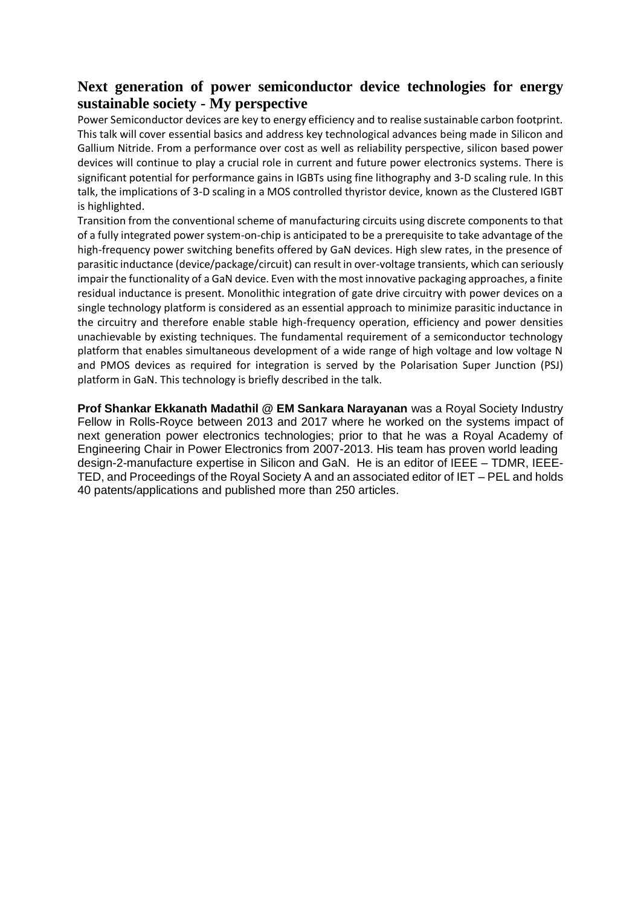## Next generation of power semiconductor device technologies for energy sustainable society - My perspective

Power Semiconductor devices are key to energy efficiency and to realise sustainable carbon footprint. This talk will cover essential basics and address key technological advances being made in Silicon and Gallium Nitride. From a performance over cost as well as reliability perspective, silicon based power devices will continue to play a crucial role in current and future power electronics systems. There is significant potential for performance gains in IGBTs using fine lithography and 3-D scaling rule. In this talk, the implications of 3-D scaling in a MOS controlled thyristor device, known as the Clustered IGBT is highlighted.

Transition from the conventional scheme of manufacturing circuits using discrete components to that of a fully integrated power system-on-chip is anticipated to be a prerequisite to take advantage of the high-frequency power switching benefits offered by GaN devices. High slew rates, in the presence of parasitic inductance (device/package/circuit) can result in over-voltage transients, which can seriously impair the functionality of a GaN device. Even with the most innovative packaging approaches, a finite residual inductance is present. Monolithic integration of gate drive circuitry with power devices on a single technology platform is considered as an essential approach to minimize parasitic inductance in the circuitry and therefore enable stable high-frequency operation, efficiency and power densities unachievable by existing techniques. The fundamental requirement of a semiconductor technology platform that enables simultaneous development of a wide range of high voltage and low voltage N and PMOS devices as required for integration is served by the Polarisation Super Junction (PSJ) platform in GaN. This technology is briefly described in the talk.

**Prof Shankar Ekkanath Madathil @ EM Sankara Narayanan** was a Royal Society Industry Fellow in Rolls-Royce between 2013 and 2017 where he worked on the systems impact of next generation power electronics technologies; prior to that he was a Royal Academy of Engineering Chair in Power Electronics from 2007-2013. His team has proven world leading design-2-manufacture expertise in Silicon and GaN. He is an editor of IEEE – TDMR, IEEE-TED, and Proceedings of the Royal Society A and an associated editor of IET – PEL and holds 40 patents/applications and published more than 250 articles.